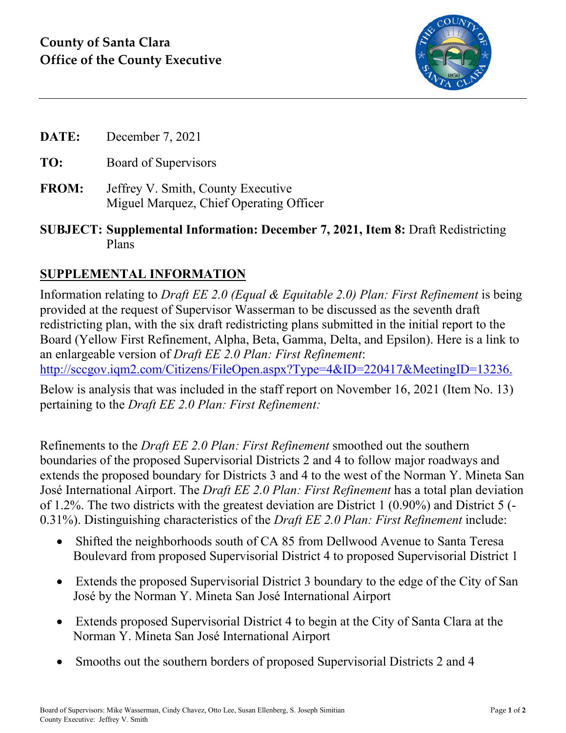# County of Santa Clara
# Office of the County Executive

**DATE:** December 7, 2021

**TO:** Board of Supervisors

**FROM:** Jeffrey V. Smith, County Executive
Miguel Marquez, Chief Operating Officer

**SUBJECT: Supplemental Information: December 7, 2021, Item 8:** Draft Redistricting Plans

## SUPPLEMENTAL INFORMATION

Information relating to *Draft EE 2.0 (Equal & Equitable 2.0) Plan: First Refinement* is being provided at the request of Supervisor Wasserman to be discussed as the seventh draft redistricting plan, with the six draft redistricting plans submitted in the initial report to the Board (Yellow First Refinement, Alpha, Beta, Gamma, Delta, and Epsilon). Here is a link to an enlargeable version of *Draft EE 2.0 Plan: First Refinement*: http://sccgov.iqm2.com/Citizens/FileOpen.aspx?Type=4&ID=220417&MeetingID=13236.

Below is analysis that was included in the staff report on November 16, 2021 (Item No. 13) pertaining to the *Draft EE 2.0 Plan: First Refinement:*

Refinements to the *Draft EE 2.0 Plan: First Refinement* smoothed out the southern boundaries of the proposed Supervisorial Districts 2 and 4 to follow major roadways and extends the proposed boundary for Districts 3 and 4 to the west of the Norman Y. Mineta San José International Airport. The *Draft EE 2.0 Plan: First Refinement* has a total plan deviation of 1.2%. The two districts with the greatest deviation are District 1 (0.90%) and District 5 (-0.31%). Distinguishing characteristics of the *Draft EE 2.0 Plan: First Refinement* include:

- Shifted the neighborhoods south of CA 85 from Dellwood Avenue to Santa Teresa Boulevard from proposed Supervisorial District 4 to proposed Supervisorial District 1
- Extends the proposed Supervisorial District 3 boundary to the edge of the City of San José by the Norman Y. Mineta San José International Airport
- Extends proposed Supervisorial District 4 to begin at the City of Santa Clara at the Norman Y. Mineta San José International Airport
- Smooths out the southern borders of proposed Supervisorial Districts 2 and 4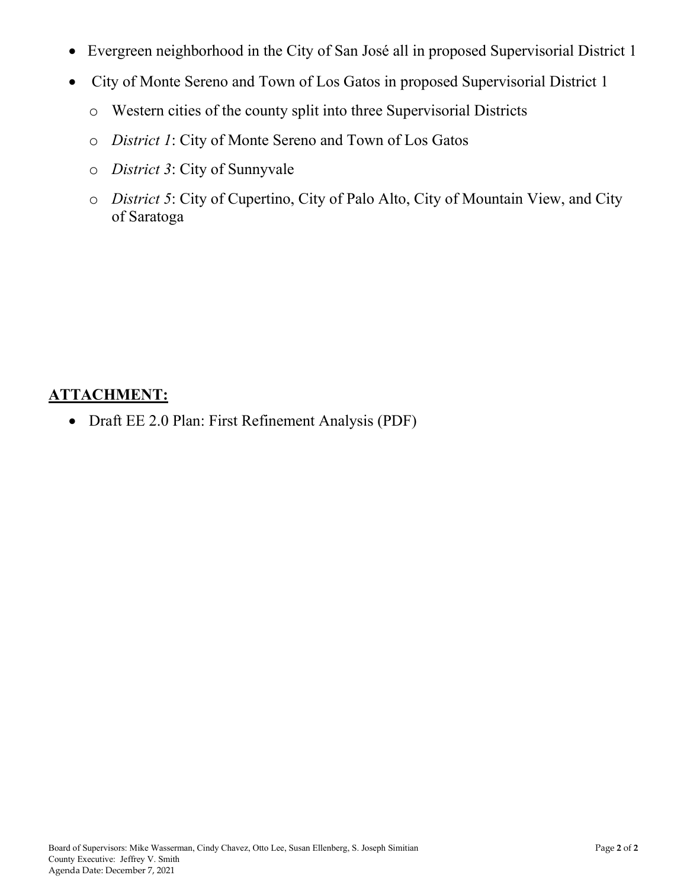- Evergreen neighborhood in the City of San José all in proposed Supervisorial District 1
- City of Monte Sereno and Town of Los Gatos in proposed Supervisorial District 1
  - Western cities of the county split into three Supervisorial Districts
  - *District 1*: City of Monte Sereno and Town of Los Gatos
  - *District 3*: City of Sunnyvale
  - *District 5*: City of Cupertino, City of Palo Alto, City of Mountain View, and City of Saratoga

## ATTACHMENT:

- Draft EE 2.0 Plan: First Refinement Analysis (PDF)